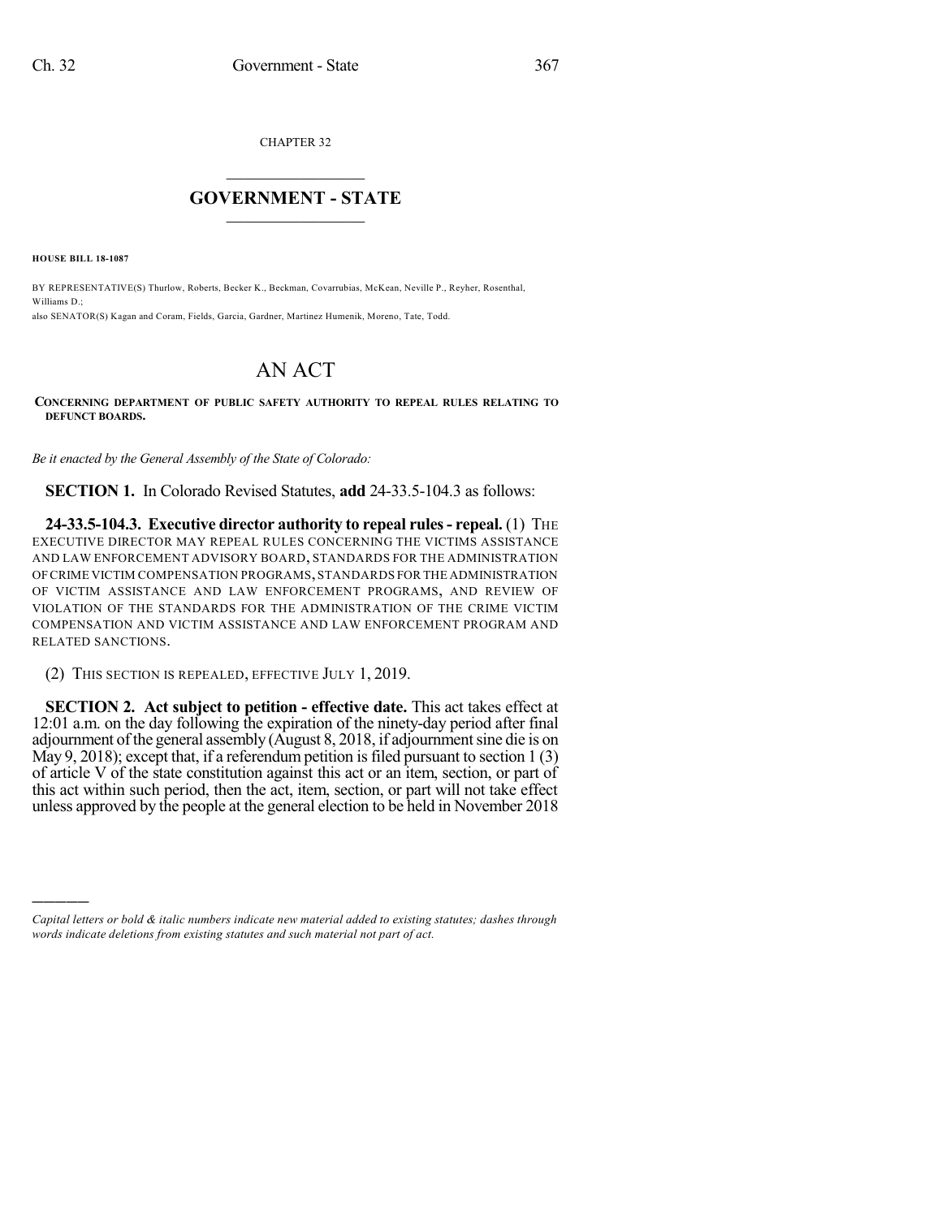CHAPTER 32

# GOVERNMENT - STATE

**HOUSE BILL 18-1087**

BY REPRESENTATIVE(S) Thurlow, Roberts, Becker K., Beckman, Covarrubias, McKean, Neville P., Reyher, Rosenthal, Williams D.;
also SENATOR(S) Kagan and Coram, Fields, Garcia, Gardner, Martinez Humenik, Moreno, Tate, Todd.

# AN ACT

**CONCERNING DEPARTMENT OF PUBLIC SAFETY AUTHORITY TO REPEAL RULES RELATING TO DEFUNCT BOARDS.**

*Be it enacted by the General Assembly of the State of Colorado:*

**SECTION 1.** In Colorado Revised Statutes, **add** 24-33.5-104.3 as follows:

**24-33.5-104.3. Executive director authority to repeal rules - repeal.** (1) THE EXECUTIVE DIRECTOR MAY REPEAL RULES CONCERNING THE VICTIMS ASSISTANCE AND LAW ENFORCEMENT ADVISORY BOARD, STANDARDS FOR THE ADMINISTRATION OF CRIME VICTIM COMPENSATION PROGRAMS, STANDARDS FOR THE ADMINISTRATION OF VICTIM ASSISTANCE AND LAW ENFORCEMENT PROGRAMS, AND REVIEW OF VIOLATION OF THE STANDARDS FOR THE ADMINISTRATION OF THE CRIME VICTIM COMPENSATION AND VICTIM ASSISTANCE AND LAW ENFORCEMENT PROGRAM AND RELATED SANCTIONS.

(2) THIS SECTION IS REPEALED, EFFECTIVE JULY 1, 2019.

**SECTION 2. Act subject to petition - effective date.** This act takes effect at 12:01 a.m. on the day following the expiration of the ninety-day period after final adjournment of the general assembly (August 8, 2018, if adjournment sine die is on May 9, 2018); except that, if a referendum petition is filed pursuant to section 1 (3) of article V of the state constitution against this act or an item, section, or part of this act within such period, then the act, item, section, or part will not take effect unless approved by the people at the general election to be held in November 2018

---

*Capital letters or bold & italic numbers indicate new material added to existing statutes; dashes through words indicate deletions from existing statutes and such material not part of act.*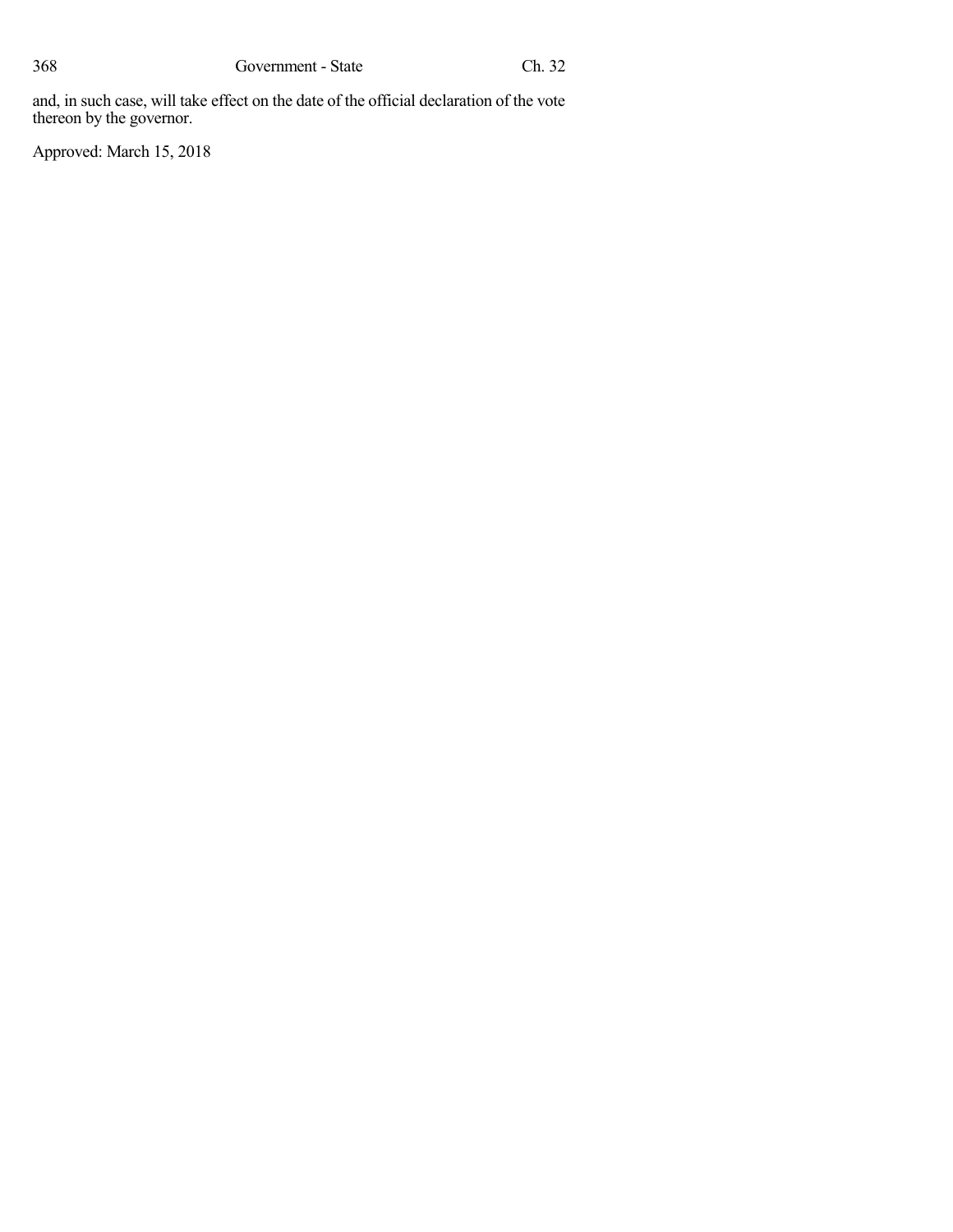and, in such case, will take effect on the date of the official declaration of the vote thereon by the governor.

Approved: March 15, 2018